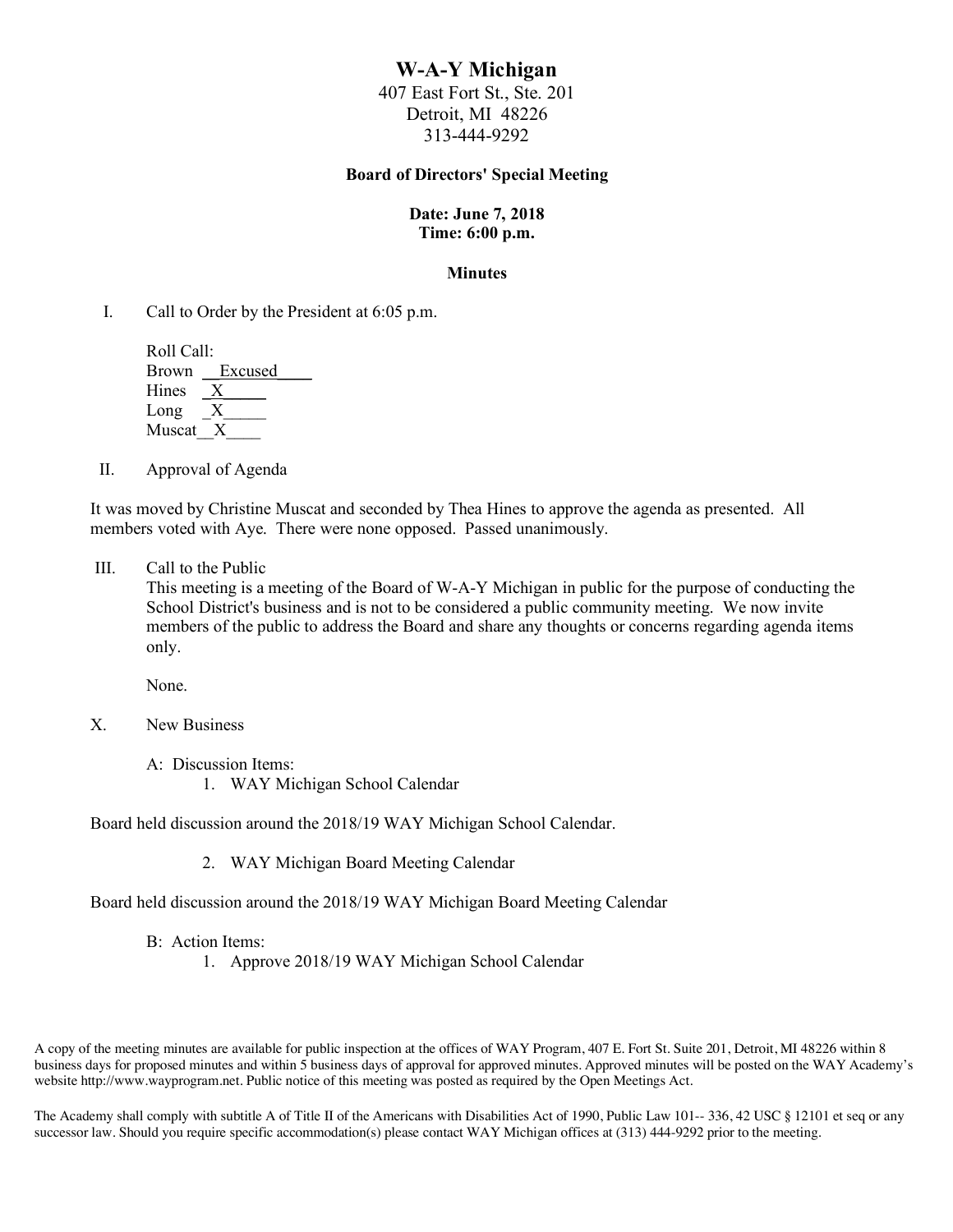# W-A-Y Michigan

407 East Fort St., Ste. 201
Detroit, MI 48226
313-444-9292

**Board of Directors' Special Meeting**

**Date: June 7, 2018**
**Time: 6:00 p.m.**

**Minutes**

I. Call to Order by the President at 6:05 p.m.

Roll Call:
Brown __Excused____
Hines _X_____
Long _X_____
Muscat__X____

II. Approval of Agenda

It was moved by Christine Muscat and seconded by Thea Hines to approve the agenda as presented. All members voted with Aye. There were none opposed. Passed unanimously.

III. Call to the Public

This meeting is a meeting of the Board of W-A-Y Michigan in public for the purpose of conducting the School District's business and is not to be considered a public community meeting. We now invite members of the public to address the Board and share any thoughts or concerns regarding agenda items only.

None.

X. New Business

A: Discussion Items:

1. WAY Michigan School Calendar

Board held discussion around the 2018/19 WAY Michigan School Calendar.

2. WAY Michigan Board Meeting Calendar

Board held discussion around the 2018/19 WAY Michigan Board Meeting Calendar

B: Action Items:

1. Approve 2018/19 WAY Michigan School Calendar

A copy of the meeting minutes are available for public inspection at the offices of WAY Program, 407 E. Fort St. Suite 201, Detroit, MI 48226 within 8 business days for proposed minutes and within 5 business days of approval for approved minutes. Approved minutes will be posted on the WAY Academy's website http://www.wayprogram.net. Public notice of this meeting was posted as required by the Open Meetings Act.

The Academy shall comply with subtitle A of Title II of the Americans with Disabilities Act of 1990, Public Law 101-- 336, 42 USC § 12101 et seq or any successor law. Should you require specific accommodation(s) please contact WAY Michigan offices at (313) 444-9292 prior to the meeting.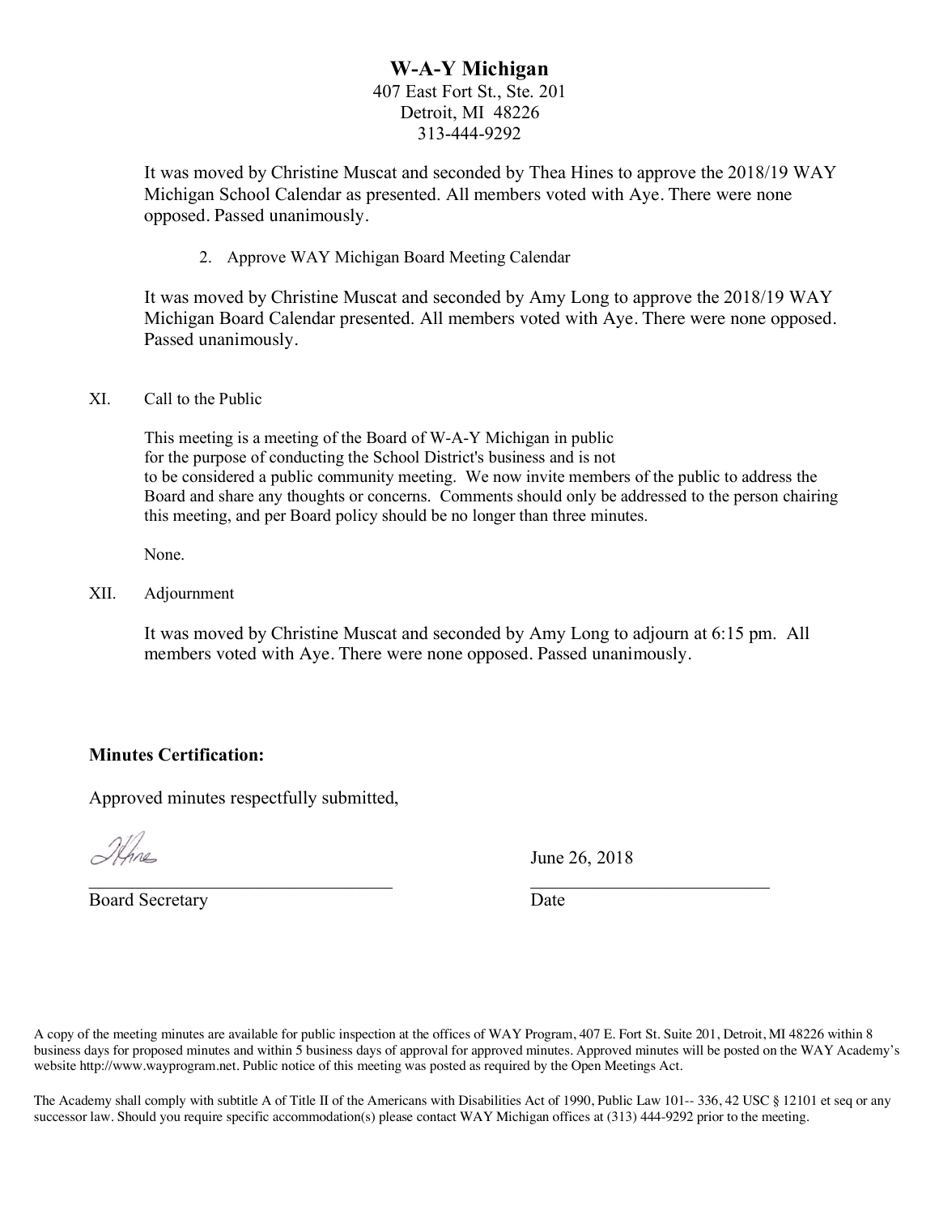# W-A-Y Michigan

407 East Fort St., Ste. 201
Detroit, MI 48226
313-444-9292

It was moved by Christine Muscat and seconded by Thea Hines to approve the 2018/19 WAY Michigan School Calendar as presented. All members voted with Aye. There were none opposed. Passed unanimously.

2. Approve WAY Michigan Board Meeting Calendar

It was moved by Christine Muscat and seconded by Amy Long to approve the 2018/19 WAY Michigan Board Calendar presented. All members voted with Aye. There were none opposed. Passed unanimously.

XI. Call to the Public

This meeting is a meeting of the Board of W-A-Y Michigan in public for the purpose of conducting the School District's business and is not to be considered a public community meeting. We now invite members of the public to address the Board and share any thoughts or concerns. Comments should only be addressed to the person chairing this meeting, and per Board policy should be no longer than three minutes.

None.

XII. Adjournment

It was moved by Christine Muscat and seconded by Amy Long to adjourn at 6:15 pm. All members voted with Aye. There were none opposed. Passed unanimously.

**Minutes Certification:**

Approved minutes respectfully submitted,

THines ______________________ June 26, 2018 ______________________

Board Secretary Date

A copy of the meeting minutes are available for public inspection at the offices of WAY Program, 407 E. Fort St. Suite 201, Detroit, MI 48226 within 8 business days for proposed minutes and within 5 business days of approval for approved minutes. Approved minutes will be posted on the WAY Academy's website http://www.wayprogram.net. Public notice of this meeting was posted as required by the Open Meetings Act.

The Academy shall comply with subtitle A of Title II of the Americans with Disabilities Act of 1990, Public Law 101-- 336, 42 USC § 12101 et seq or any successor law. Should you require specific accommodation(s) please contact WAY Michigan offices at (313) 444-9292 prior to the meeting.